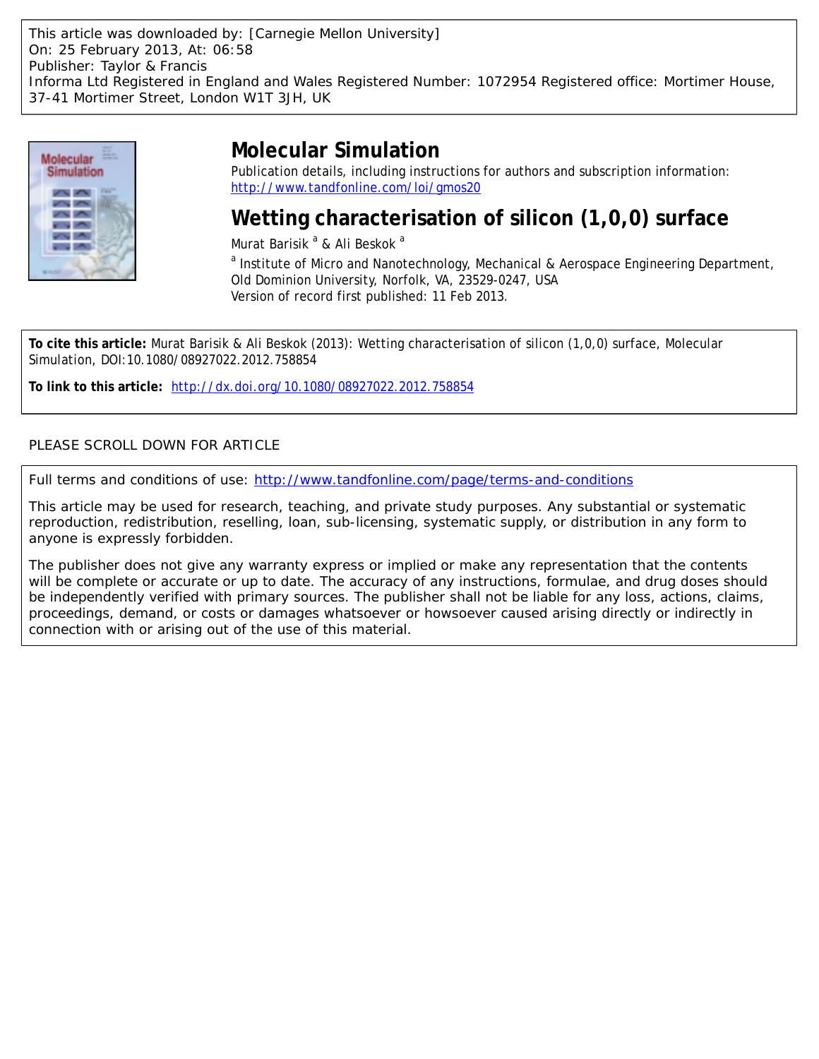This article was downloaded by: [Carnegie Mellon University]
On: 25 February 2013, At: 06:58
Publisher: Taylor & Francis
Informa Ltd Registered in England and Wales Registered Number: 1072954 Registered office: Mortimer House, 37-41 Mortimer Street, London W1T 3JH, UK

# Molecular Simulation

Publication details, including instructions for authors and subscription information:
http://www.tandfonline.com/loi/gmos20

## Wetting characterisation of silicon (1,0,0) surface

Murat Barisik [a] & Ali Beskok [a]

[a] Institute of Micro and Nanotechnology, Mechanical & Aerospace Engineering Department, Old Dominion University, Norfolk, VA, 23529-0247, USA

Version of record first published: 11 Feb 2013.

**To cite this article:** Murat Barisik & Ali Beskok (2013): Wetting characterisation of silicon (1,0,0) surface, Molecular Simulation, DOI:10.1080/08927022.2012.758854

**To link to this article:** http://dx.doi.org/10.1080/08927022.2012.758854

PLEASE SCROLL DOWN FOR ARTICLE

Full terms and conditions of use: http://www.tandfonline.com/page/terms-and-conditions

This article may be used for research, teaching, and private study purposes. Any substantial or systematic reproduction, redistribution, reselling, loan, sub-licensing, systematic supply, or distribution in any form to anyone is expressly forbidden.

The publisher does not give any warranty express or implied or make any representation that the contents will be complete or accurate or up to date. The accuracy of any instructions, formulae, and drug doses should be independently verified with primary sources. The publisher shall not be liable for any loss, actions, claims, proceedings, demand, or costs or damages whatsoever or howsoever caused arising directly or indirectly in connection with or arising out of the use of this material.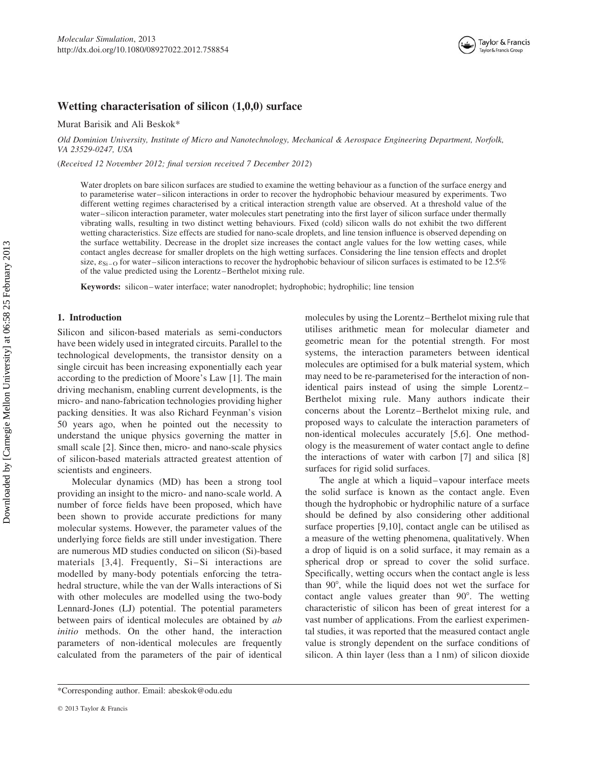# Wetting characterisation of silicon (1,0,0) surface

Murat Barisik and Ali Beskok*

*Old Dominion University, Institute of Micro and Nanotechnology, Mechanical & Aerospace Engineering Department, Norfolk, VA 23529-0247, USA*

(*Received 12 November 2012; final version received 7 December 2012*)

Water droplets on bare silicon surfaces are studied to examine the wetting behaviour as a function of the surface energy and to parameterise water–silicon interactions in order to recover the hydrophobic behaviour measured by experiments. Two different wetting regimes characterised by a critical interaction strength value are observed. At a threshold value of the water–silicon interaction parameter, water molecules start penetrating into the first layer of silicon surface under thermally vibrating walls, resulting in two distinct wetting behaviours. Fixed (cold) silicon walls do not exhibit the two different wetting characteristics. Size effects are studied for nano-scale droplets, and line tension influence is observed depending on the surface wettability. Decrease in the droplet size increases the contact angle values for the low wetting cases, while contact angles decrease for smaller droplets on the high wetting surfaces. Considering the line tension effects and droplet size, $\varepsilon_{Si-O}$ for water–silicon interactions to recover the hydrophobic behaviour of silicon surfaces is estimated to be 12.5% of the value predicted using the Lorentz–Berthelot mixing rule.

**Keywords:** silicon–water interface; water nanodroplet; hydrophobic; hydrophilic; line tension

## 1. Introduction

Silicon and silicon-based materials as semi-conductors have been widely used in integrated circuits. Parallel to the technological developments, the transistor density on a single circuit has been increasing exponentially each year according to the prediction of Moore's Law [1]. The main driving mechanism, enabling current developments, is the micro- and nano-fabrication technologies providing higher packing densities. It was also Richard Feynman's vision 50 years ago, when he pointed out the necessity to understand the unique physics governing the matter in small scale [2]. Since then, micro- and nano-scale physics of silicon-based materials attracted greatest attention of scientists and engineers.

Molecular dynamics (MD) has been a strong tool providing an insight to the micro- and nano-scale world. A number of force fields have been proposed, which have been shown to provide accurate predictions for many molecular systems. However, the parameter values of the underlying force fields are still under investigation. There are numerous MD studies conducted on silicon (Si)-based materials [3,4]. Frequently, Si–Si interactions are modelled by many-body potentials enforcing the tetrahedral structure, while the van der Walls interactions of Si with other molecules are modelled using the two-body Lennard-Jones (LJ) potential. The potential parameters between pairs of identical molecules are obtained by *ab initio* methods. On the other hand, the interaction parameters of non-identical molecules are frequently calculated from the parameters of the pair of identical molecules by using the Lorentz–Berthelot mixing rule that utilises arithmetic mean for molecular diameter and geometric mean for the potential strength. For most systems, the interaction parameters between identical molecules are optimised for a bulk material system, which may need to be re-parameterised for the interaction of non-identical pairs instead of using the simple Lorentz–Berthelot mixing rule. Many authors indicate their concerns about the Lorentz–Berthelot mixing rule, and proposed ways to calculate the interaction parameters of non-identical molecules accurately [5,6]. One methodology is the measurement of water contact angle to define the interactions of water with carbon [7] and silica [8] surfaces for rigid solid surfaces.

The angle at which a liquid–vapour interface meets the solid surface is known as the contact angle. Even though the hydrophobic or hydrophilic nature of a surface should be defined by also considering other additional surface properties [9,10], contact angle can be utilised as a measure of the wetting phenomena, qualitatively. When a drop of liquid is on a solid surface, it may remain as a spherical drop or spread to cover the solid surface. Specifically, wetting occurs when the contact angle is less than 90°, while the liquid does not wet the surface for contact angle values greater than 90°. The wetting characteristic of silicon has been of great interest for a vast number of applications. From the earliest experimental studies, it was reported that the measured contact angle value is strongly dependent on the surface conditions of silicon. A thin layer (less than a 1 nm) of silicon dioxide

*Corresponding author. Email: abeskok@odu.edu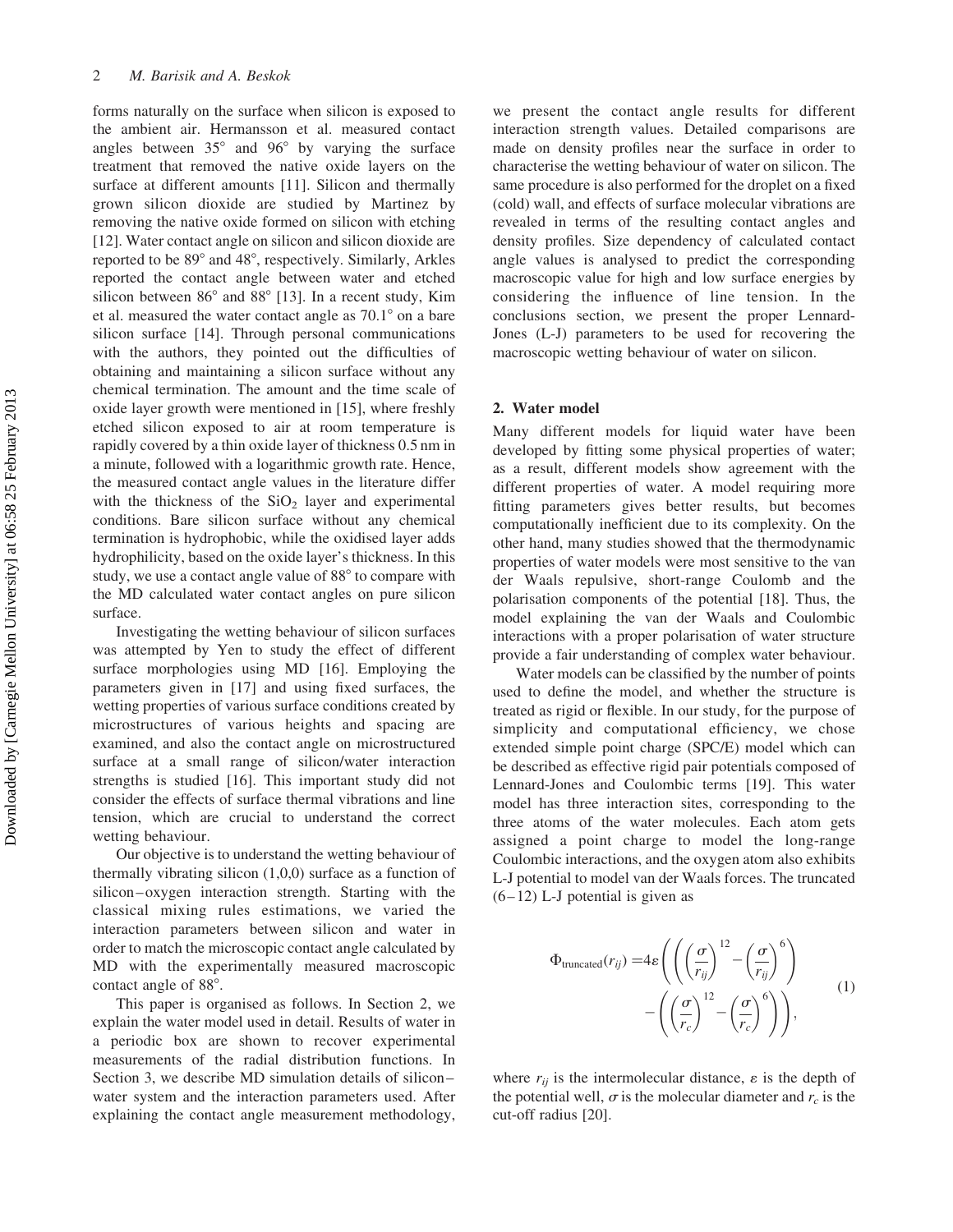forms naturally on the surface when silicon is exposed to the ambient air. Hermansson et al. measured contact angles between 35° and 96° by varying the surface treatment that removed the native oxide layers on the surface at different amounts [11]. Silicon and thermally grown silicon dioxide are studied by Martinez by removing the native oxide formed on silicon with etching [12]. Water contact angle on silicon and silicon dioxide are reported to be 89° and 48°, respectively. Similarly, Arkles reported the contact angle between water and etched silicon between 86° and 88° [13]. In a recent study, Kim et al. measured the water contact angle as 70.1° on a bare silicon surface [14]. Through personal communications with the authors, they pointed out the difficulties of obtaining and maintaining a silicon surface without any chemical termination. The amount and the time scale of oxide layer growth were mentioned in [15], where freshly etched silicon exposed to air at room temperature is rapidly covered by a thin oxide layer of thickness 0.5 nm in a minute, followed with a logarithmic growth rate. Hence, the measured contact angle values in the literature differ with the thickness of the $SiO_2$ layer and experimental conditions. Bare silicon surface without any chemical termination is hydrophobic, while the oxidised layer adds hydrophilicity, based on the oxide layer's thickness. In this study, we use a contact angle value of 88° to compare with the MD calculated water contact angles on pure silicon surface.

Investigating the wetting behaviour of silicon surfaces was attempted by Yen to study the effect of different surface morphologies using MD [16]. Employing the parameters given in [17] and using fixed surfaces, the wetting properties of various surface conditions created by microstructures of various heights and spacing are examined, and also the contact angle on microstructured surface at a small range of silicon/water interaction strengths is studied [16]. This important study did not consider the effects of surface thermal vibrations and line tension, which are crucial to understand the correct wetting behaviour.

Our objective is to understand the wetting behaviour of thermally vibrating silicon (1,0,0) surface as a function of silicon–oxygen interaction strength. Starting with the classical mixing rules estimations, we varied the interaction parameters between silicon and water in order to match the microscopic contact angle calculated by MD with the experimentally measured macroscopic contact angle of 88°.

This paper is organised as follows. In Section 2, we explain the water model used in detail. Results of water in a periodic box are shown to recover experimental measurements of the radial distribution functions. In Section 3, we describe MD simulation details of silicon–water system and the interaction parameters used. After explaining the contact angle measurement methodology, we present the contact angle results for different interaction strength values. Detailed comparisons are made on density profiles near the surface in order to characterise the wetting behaviour of water on silicon. The same procedure is also performed for the droplet on a fixed (cold) wall, and effects of surface molecular vibrations are revealed in terms of the resulting contact angles and density profiles. Size dependency of calculated contact angle values is analysed to predict the corresponding macroscopic value for high and low surface energies by considering the influence of line tension. In the conclusions section, we present the proper Lennard-Jones (L-J) parameters to be used for recovering the macroscopic wetting behaviour of water on silicon.

## 2. Water model

Many different models for liquid water have been developed by fitting some physical properties of water; as a result, different models show agreement with the different properties of water. A model requiring more fitting parameters gives better results, but becomes computationally inefficient due to its complexity. On the other hand, many studies showed that the thermodynamic properties of water models were most sensitive to the van der Waals repulsive, short-range Coulomb and the polarisation components of the potential [18]. Thus, the model explaining the van der Waals and Coulombic interactions with a proper polarisation of water structure provide a fair understanding of complex water behaviour.

Water models can be classified by the number of points used to define the model, and whether the structure is treated as rigid or flexible. In our study, for the purpose of simplicity and computational efficiency, we chose extended simple point charge (SPC/E) model which can be described as effective rigid pair potentials composed of Lennard-Jones and Coulombic terms [19]. This water model has three interaction sites, corresponding to the three atoms of the water molecules. Each atom gets assigned a point charge to model the long-range Coulombic interactions, and the oxygen atom also exhibits L-J potential to model van der Waals forces. The truncated (6–12) L-J potential is given as

$$\Phi_{\text{truncated}}(r_{ij}) = 4\varepsilon\left(\left(\left(\frac{\sigma}{r_{ij}}\right)^{12} - \left(\frac{\sigma}{r_{ij}}\right)^{6}\right) - \left(\left(\frac{\sigma}{r_c}\right)^{12} - \left(\frac{\sigma}{r_c}\right)^{6}\right)\right), \tag{1}$$

where $r_{ij}$ is the intermolecular distance, $\varepsilon$ is the depth of the potential well, $\sigma$ is the molecular diameter and $r_c$ is the cut-off radius [20].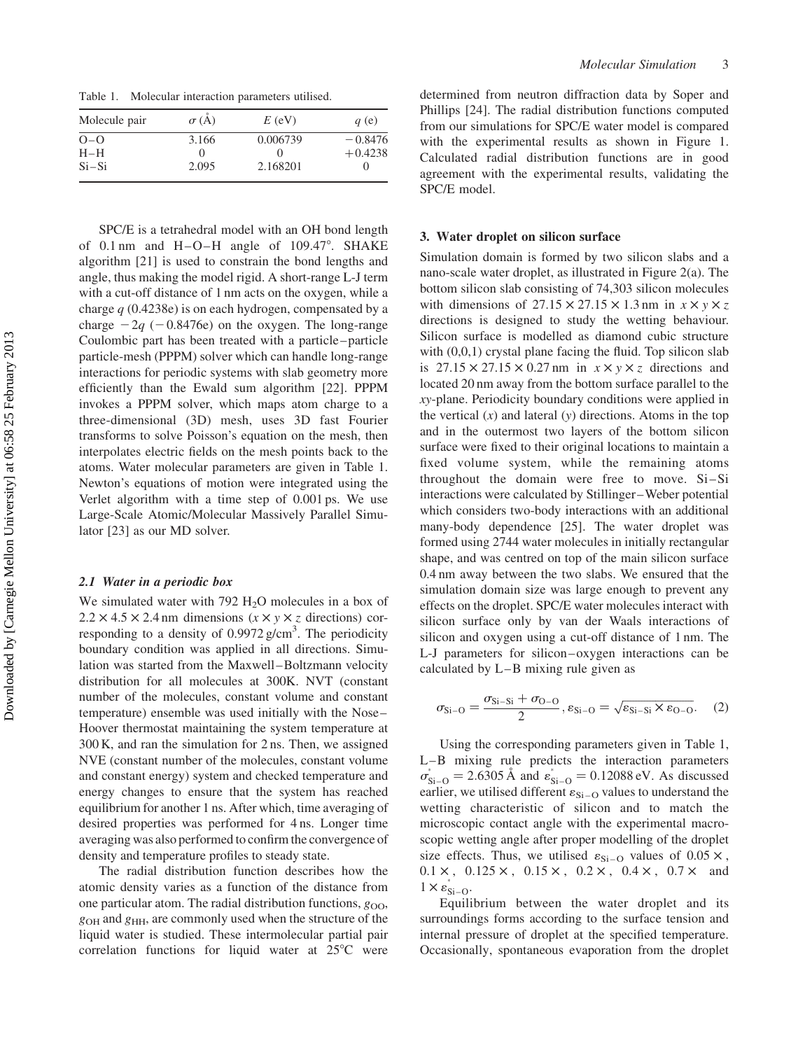Table 1. Molecular interaction parameters utilised.

| Molecule pair | $\sigma$ (Å) | $E$ (eV) | $q$ (e) |
|---|---|---|---|
| O–O | 3.166 | 0.006739 | −0.8476 |
| H–H | 0 | 0 | +0.4238 |
| Si–Si | 2.095 | 2.168201 | 0 |

SPC/E is a tetrahedral model with an OH bond length of 0.1 nm and H–O–H angle of 109.47°. SHAKE algorithm [21] is used to constrain the bond lengths and angle, thus making the model rigid. A short-range L-J term with a cut-off distance of 1 nm acts on the oxygen, while a charge $q$ (0.4238e) is on each hydrogen, compensated by a charge $-2q$ (−0.8476e) on the oxygen. The long-range Coulombic part has been treated with a particle–particle particle-mesh (PPPM) solver which can handle long-range interactions for periodic systems with slab geometry more efficiently than the Ewald sum algorithm [22]. PPPM invokes a PPPM solver, which maps atom charge to a three-dimensional (3D) mesh, uses 3D fast Fourier transforms to solve Poisson's equation on the mesh, then interpolates electric fields on the mesh points back to the atoms. Water molecular parameters are given in Table 1. Newton's equations of motion were integrated using the Verlet algorithm with a time step of 0.001 ps. We use Large-Scale Atomic/Molecular Massively Parallel Simulator [23] as our MD solver.

### 2.1 Water in a periodic box

We simulated water with 792 $H_2O$ molecules in a box of $2.2 \times 4.5 \times 2.4$ nm dimensions ($x \times y \times z$ directions) corresponding to a density of 0.9972 g/cm$^3$. The periodicity boundary condition was applied in all directions. Simulation was started from the Maxwell–Boltzmann velocity distribution for all molecules at 300K. NVT (constant number of the molecules, constant volume and constant temperature) ensemble was used initially with the Nose–Hoover thermostat maintaining the system temperature at 300 K, and ran the simulation for 2 ns. Then, we assigned NVE (constant number of the molecules, constant volume and constant energy) system and checked temperature and energy changes to ensure that the system has reached equilibrium for another 1 ns. After which, time averaging of desired properties was performed for 4 ns. Longer time averaging was also performed to confirm the convergence of density and temperature profiles to steady state.

The radial distribution function describes how the atomic density varies as a function of the distance from one particular atom. The radial distribution functions, $g_{OO}$, $g_{OH}$ and $g_{HH}$, are commonly used when the structure of the liquid water is studied. These intermolecular partial pair correlation functions for liquid water at 25°C were determined from neutron diffraction data by Soper and Phillips [24]. The radial distribution functions computed from our simulations for SPC/E water model is compared with the experimental results as shown in Figure 1. Calculated radial distribution functions are in good agreement with the experimental results, validating the SPC/E model.

## 3. Water droplet on silicon surface

Simulation domain is formed by two silicon slabs and a nano-scale water droplet, as illustrated in Figure 2(a). The bottom silicon slab consisting of 74,303 silicon molecules with dimensions of $27.15 \times 27.15 \times 1.3$ nm in $x \times y \times z$ directions is designed to study the wetting behaviour. Silicon surface is modelled as diamond cubic structure with (0,0,1) crystal plane facing the fluid. Top silicon slab is $27.15 \times 27.15 \times 0.27$ nm in $x \times y \times z$ directions and located 20 nm away from the bottom surface parallel to the $xy$-plane. Periodicity boundary conditions were applied in the vertical ($x$) and lateral ($y$) directions. Atoms in the top and in the outermost two layers of the bottom silicon surface were fixed to their original locations to maintain a fixed volume system, while the remaining atoms throughout the domain were free to move. Si–Si interactions were calculated by Stillinger–Weber potential which considers two-body interactions with an additional many-body dependence [25]. The water droplet was formed using 2744 water molecules in initially rectangular shape, and was centred on top of the main silicon surface 0.4 nm away between the two slabs. We ensured that the simulation domain size was large enough to prevent any effects on the droplet. SPC/E water molecules interact with silicon surface only by van der Waals interactions of silicon and oxygen using a cut-off distance of 1 nm. The L-J parameters for silicon–oxygen interactions can be calculated by L–B mixing rule given as

$$\sigma_{\mathrm{Si-O}} = \frac{\sigma_{\mathrm{Si-Si}} + \sigma_{\mathrm{O-O}}}{2}, \varepsilon_{\mathrm{Si-O}} = \sqrt{\varepsilon_{\mathrm{Si-Si}} \times \varepsilon_{\mathrm{O-O}}}. \quad (2)$$

Using the corresponding parameters given in Table 1, L–B mixing rule predicts the interaction parameters $\sigma^*_{\mathrm{Si-O}} = 2.6305$ Å and $\varepsilon^*_{\mathrm{Si-O}} = 0.12088$ eV. As discussed earlier, we utilised different $\varepsilon_{\mathrm{Si-O}}$ values to understand the wetting characteristic of silicon and to match the microscopic contact angle with the experimental macroscopic wetting angle after proper modelling of the droplet size effects. Thus, we utilised $\varepsilon_{\mathrm{Si-O}}$ values of $0.05\times$, $0.1\times$, $0.125\times$, $0.15\times$, $0.2\times$, $0.4\times$, $0.7\times$ and $1\times\varepsilon^*_{\mathrm{Si-O}}$.

Equilibrium between the water droplet and its surroundings forms according to the surface tension and internal pressure of droplet at the specified temperature. Occasionally, spontaneous evaporation from the droplet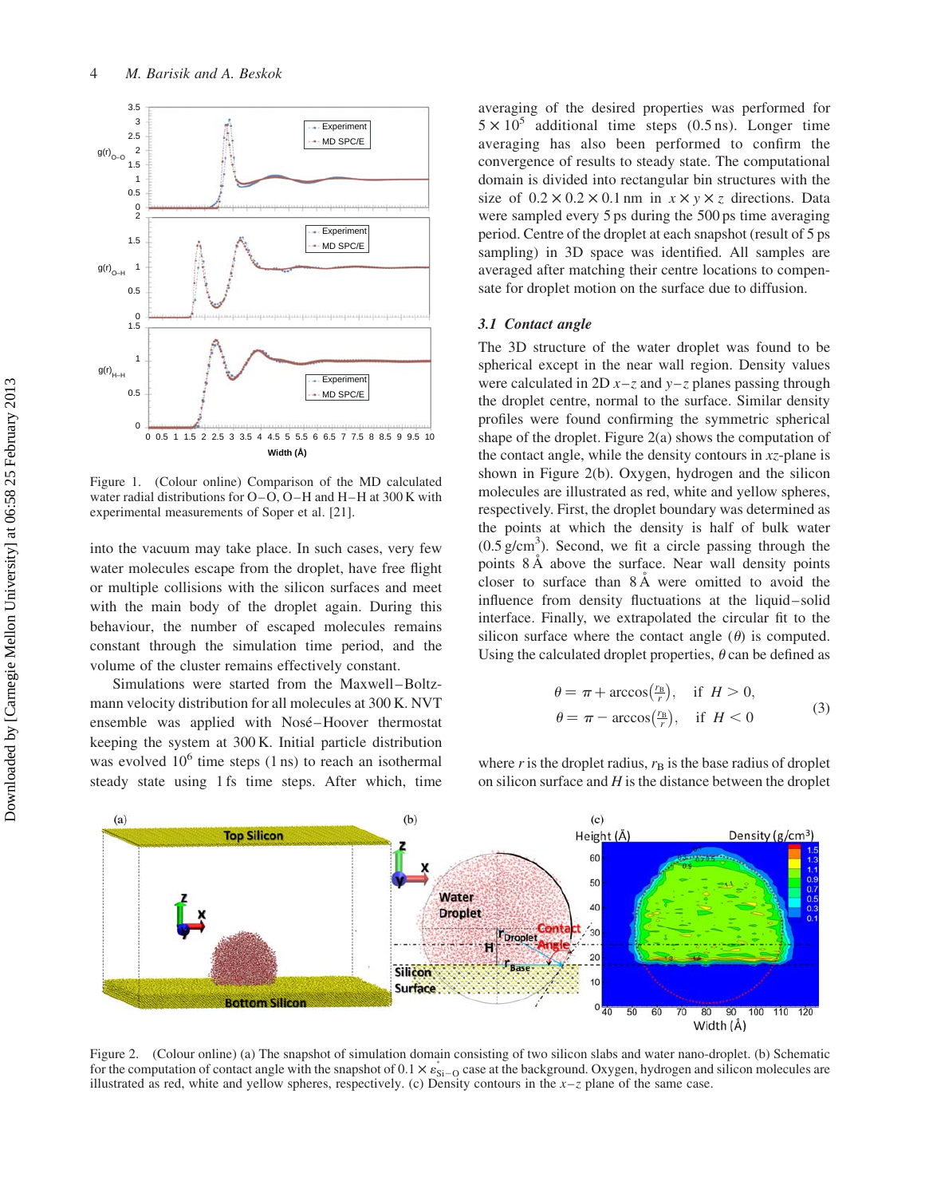Figure 1. (Colour online) Comparison of the MD calculated water radial distributions for O–O, O–H and H–H at 300 K with experimental measurements of Soper et al. [21].

into the vacuum may take place. In such cases, very few water molecules escape from the droplet, have free flight or multiple collisions with the silicon surfaces and meet with the main body of the droplet again. During this behaviour, the number of escaped molecules remains constant through the simulation time period, and the volume of the cluster remains effectively constant.

Simulations were started from the Maxwell–Boltzmann velocity distribution for all molecules at 300 K. NVT ensemble was applied with Nosé–Hoover thermostat keeping the system at 300 K. Initial particle distribution was evolved $10^6$ time steps (1 ns) to reach an isothermal steady state using 1 fs time steps. After which, time averaging of the desired properties was performed for $5 \times 10^5$ additional time steps (0.5 ns). Longer time averaging has also been performed to confirm the convergence of results to steady state. The computational domain is divided into rectangular bin structures with the size of $0.2 \times 0.2 \times 0.1$ nm in $x \times y \times z$ directions. Data were sampled every 5 ps during the 500 ps time averaging period. Centre of the droplet at each snapshot (result of 5 ps sampling) in 3D space was identified. All samples are averaged after matching their centre locations to compensate for droplet motion on the surface due to diffusion.

### 3.1 Contact angle

The 3D structure of the water droplet was found to be spherical except in the near wall region. Density values were calculated in 2D $x$–$z$ and $y$–$z$ planes passing through the droplet centre, normal to the surface. Similar density profiles were found confirming the symmetric spherical shape of the droplet. Figure 2(a) shows the computation of the contact angle, while the density contours in $xz$-plane is shown in Figure 2(b). Oxygen, hydrogen and the silicon molecules are illustrated as red, white and yellow spheres, respectively. First, the droplet boundary was determined as the points at which the density is half of bulk water (0.5 g/cm$^3$). Second, we fit a circle passing through the points 8 Å above the surface. Near wall density points closer to surface than 8 Å were omitted to avoid the influence from density fluctuations at the liquid–solid interface. Finally, we extrapolated the circular fit to the silicon surface where the contact angle ($\theta$) is computed. Using the calculated droplet properties, $\theta$ can be defined as

$$
\begin{aligned}
\theta &= \pi + \arccos\left(\frac{r_B}{r}\right), \quad \text{if } H > 0, \\
\theta &= \pi - \arccos\left(\frac{r_B}{r}\right), \quad \text{if } H < 0
\end{aligned}
\tag{3}
$$

where $r$ is the droplet radius, $r_B$ is the base radius of droplet on silicon surface and $H$ is the distance between the droplet

Figure 2. (Colour online) (a) The snapshot of simulation domain consisting of two silicon slabs and water nano-droplet. (b) Schematic for the computation of contact angle with the snapshot of $0.1 \times \varepsilon^{*}_{\text{Si–O}}$ case at the background. Oxygen, hydrogen and silicon molecules are illustrated as red, white and yellow spheres, respectively. (c) Density contours in the $x$–$z$ plane of the same case.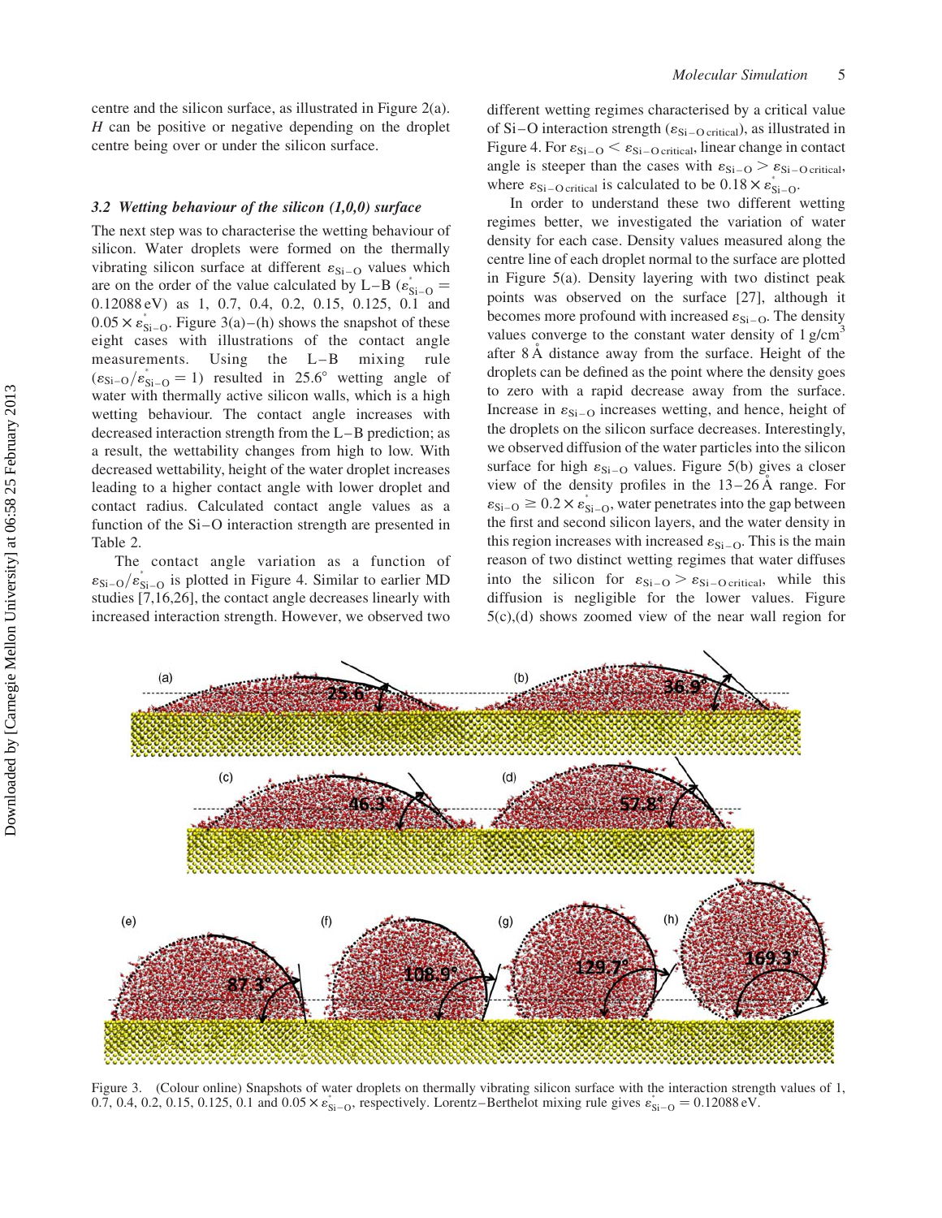centre and the silicon surface, as illustrated in Figure 2(a). $H$ can be positive or negative depending on the droplet centre being over or under the silicon surface.

### 3.2 Wetting behaviour of the silicon (1,0,0) surface

The next step was to characterise the wetting behaviour of silicon. Water droplets were formed on the thermally vibrating silicon surface at different $\varepsilon_{Si-O}$ values which are on the order of the value calculated by L–B ($\varepsilon^{*}_{Si-O} = 0.12088\,eV$) as 1, 0.7, 0.4, 0.2, 0.15, 0.125, 0.1 and $0.05 \times \varepsilon^{*}_{Si-O}$. Figure 3(a)–(h) shows the snapshot of these eight cases with illustrations of the contact angle measurements. Using the L–B mixing rule ($\varepsilon_{Si-O}/\varepsilon^{*}_{Si-O} = 1$) resulted in 25.6° wetting angle of water with thermally active silicon walls, which is a high wetting behaviour. The contact angle increases with decreased interaction strength from the L–B prediction; as a result, the wettability changes from high to low. With decreased wettability, height of the water droplet increases leading to a higher contact angle with lower droplet and contact radius. Calculated contact angle values as a function of the Si–O interaction strength are presented in Table 2.

The contact angle variation as a function of $\varepsilon_{Si-O}/\varepsilon^{*}_{Si-O}$ is plotted in Figure 4. Similar to earlier MD studies [7,16,26], the contact angle decreases linearly with increased interaction strength. However, we observed two different wetting regimes characterised by a critical value of Si–O interaction strength ($\varepsilon_{Si-O\,critical}$), as illustrated in Figure 4. For $\varepsilon_{Si-O} < \varepsilon_{Si-O\,critical}$, linear change in contact angle is steeper than the cases with $\varepsilon_{Si-O} > \varepsilon_{Si-O\,critical}$, where $\varepsilon_{Si-O\,critical}$ is calculated to be $0.18 \times \varepsilon^{*}_{Si-O}$.

In order to understand these two different wetting regimes better, we investigated the variation of water density for each case. Density values measured along the centre line of each droplet normal to the surface are plotted in Figure 5(a). Density layering with two distinct peak points was observed on the surface [27], although it becomes more profound with increased $\varepsilon_{Si-O}$. The density values converge to the constant water density of $1\,g/cm^3$ after 8 Å distance away from the surface. Height of the droplets can be defined as the point where the density goes to zero with a rapid decrease away from the surface. Increase in $\varepsilon_{Si-O}$ increases wetting, and hence, height of the droplets on the silicon surface decreases. Interestingly, we observed diffusion of the water particles into the silicon surface for high $\varepsilon_{Si-O}$ values. Figure 5(b) gives a closer view of the density profiles in the 13–26 Å range. For $\varepsilon_{Si-O} \geq 0.2 \times \varepsilon^{*}_{Si-O}$, water penetrates into the gap between the first and second silicon layers, and the water density in this region increases with increased $\varepsilon_{Si-O}$. This is the main reason of two distinct wetting regimes that water diffuses into the silicon for $\varepsilon_{Si-O} > \varepsilon_{Si-O\,critical}$, while this diffusion is negligible for the lower values. Figure 5(c),(d) shows zoomed view of the near wall region for

Figure 3. (Colour online) Snapshots of water droplets on thermally vibrating silicon surface with the interaction strength values of 1, 0.7, 0.4, 0.2, 0.15, 0.125, 0.1 and $0.05 \times \varepsilon^{*}_{Si-O}$, respectively. Lorentz–Berthelot mixing rule gives $\varepsilon^{*}_{Si-O} = 0.12088\,eV$.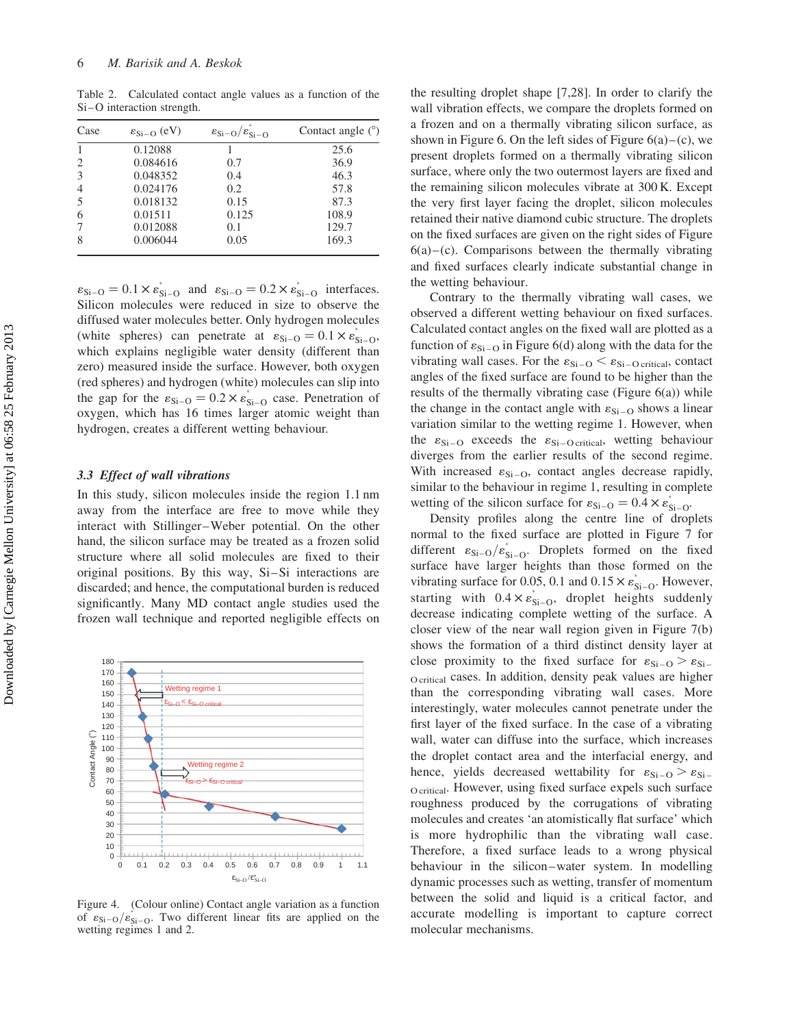Table 2. Calculated contact angle values as a function of the Si–O interaction strength.

| Case | $\varepsilon_{Si-O}$ (eV) | $\varepsilon_{Si-O}/\varepsilon^*_{Si-O}$ | Contact angle (°) |
|---|---|---|---|
| 1 | 0.12088 | 1 | 25.6 |
| 2 | 0.084616 | 0.7 | 36.9 |
| 3 | 0.048352 | 0.4 | 46.3 |
| 4 | 0.024176 | 0.2 | 57.8 |
| 5 | 0.018132 | 0.15 | 87.3 |
| 6 | 0.01511 | 0.125 | 108.9 |
| 7 | 0.012088 | 0.1 | 129.7 |
| 8 | 0.006044 | 0.05 | 169.3 |

$\varepsilon_{Si-O} = 0.1 \times \varepsilon^*_{Si-O}$ and $\varepsilon_{Si-O} = 0.2 \times \varepsilon^*_{Si-O}$ interfaces. Silicon molecules were reduced in size to observe the diffused water molecules better. Only hydrogen molecules (white spheres) can penetrate at $\varepsilon_{Si-O} = 0.1 \times \varepsilon^*_{Si-O}$, which explains negligible water density (different than zero) measured inside the surface. However, both oxygen (red spheres) and hydrogen (white) molecules can slip into the gap for the $\varepsilon_{Si-O} = 0.2 \times \varepsilon^*_{Si-O}$ case. Penetration of oxygen, which has 16 times larger atomic weight than hydrogen, creates a different wetting behaviour.

### 3.3 *Effect of wall vibrations*

In this study, silicon molecules inside the region 1.1 nm away from the interface are free to move while they interact with Stillinger–Weber potential. On the other hand, the silicon surface may be treated as a frozen solid structure where all solid molecules are fixed to their original positions. By this way, Si–Si interactions are discarded; and hence, the computational burden is reduced significantly. Many MD contact angle studies used the frozen wall technique and reported negligible effects on

Figure 4. (Colour online) Contact angle variation as a function of $\varepsilon_{Si-O}/\varepsilon^*_{Si-O}$. Two different linear fits are applied on the wetting regimes 1 and 2.

the resulting droplet shape [7,28]. In order to clarify the wall vibration effects, we compare the droplets formed on a frozen and on a thermally vibrating silicon surface, as shown in Figure 6. On the left sides of Figure 6(a)–(c), we present droplets formed on a thermally vibrating silicon surface, where only the two outermost layers are fixed and the remaining silicon molecules vibrate at 300 K. Except the very first layer facing the droplet, silicon molecules retained their native diamond cubic structure. The droplets on the fixed surfaces are given on the right sides of Figure 6(a)–(c). Comparisons between the thermally vibrating and fixed surfaces clearly indicate substantial change in the wetting behaviour.

Contrary to the thermally vibrating wall cases, we observed a different wetting behaviour on fixed surfaces. Calculated contact angles on the fixed wall are plotted as a function of $\varepsilon_{Si-O}$ in Figure 6(d) along with the data for the vibrating wall cases. For the $\varepsilon_{Si-O} < \varepsilon_{Si-O\,critical}$, contact angles of the fixed surface are found to be higher than the results of the thermally vibrating case (Figure 6(a)) while the change in the contact angle with $\varepsilon_{Si-O}$ shows a linear variation similar to the wetting regime 1. However, when the $\varepsilon_{Si-O}$ exceeds the $\varepsilon_{Si-O\,critical}$, wetting behaviour diverges from the earlier results of the second regime. With increased $\varepsilon_{Si-O}$, contact angles decrease rapidly, similar to the behaviour in regime 1, resulting in complete wetting of the silicon surface for $\varepsilon_{Si-O} = 0.4 \times \varepsilon^*_{Si-O}$.

Density profiles along the centre line of droplets normal to the fixed surface are plotted in Figure 7 for different $\varepsilon_{Si-O}/\varepsilon^*_{Si-O}$. Droplets formed on the fixed surface have larger heights than those formed on the vibrating surface for 0.05, 0.1 and $0.15 \times \varepsilon^*_{Si-O}$. However, starting with $0.4 \times \varepsilon^*_{Si-O}$, droplet heights suddenly decrease indicating complete wetting of the surface. A closer view of the near wall region given in Figure 7(b) shows the formation of a third distinct density layer at close proximity to the fixed surface for $\varepsilon_{Si-O} > \varepsilon_{Si-O\,critical}$ cases. In addition, density peak values are higher than the corresponding vibrating wall cases. More interestingly, water molecules cannot penetrate under the first layer of the fixed surface. In the case of a vibrating wall, water can diffuse into the surface, which increases the droplet contact area and the interfacial energy, and hence, yields decreased wettability for $\varepsilon_{Si-O} > \varepsilon_{Si-O\,critical}$. However, using fixed surface expels such surface roughness produced by the corrugations of vibrating molecules and creates 'an atomistically flat surface' which is more hydrophilic than the vibrating wall case. Therefore, a fixed surface leads to a wrong physical behaviour in the silicon–water system. In modelling dynamic processes such as wetting, transfer of momentum between the solid and liquid is a critical factor, and accurate modelling is important to capture correct molecular mechanisms.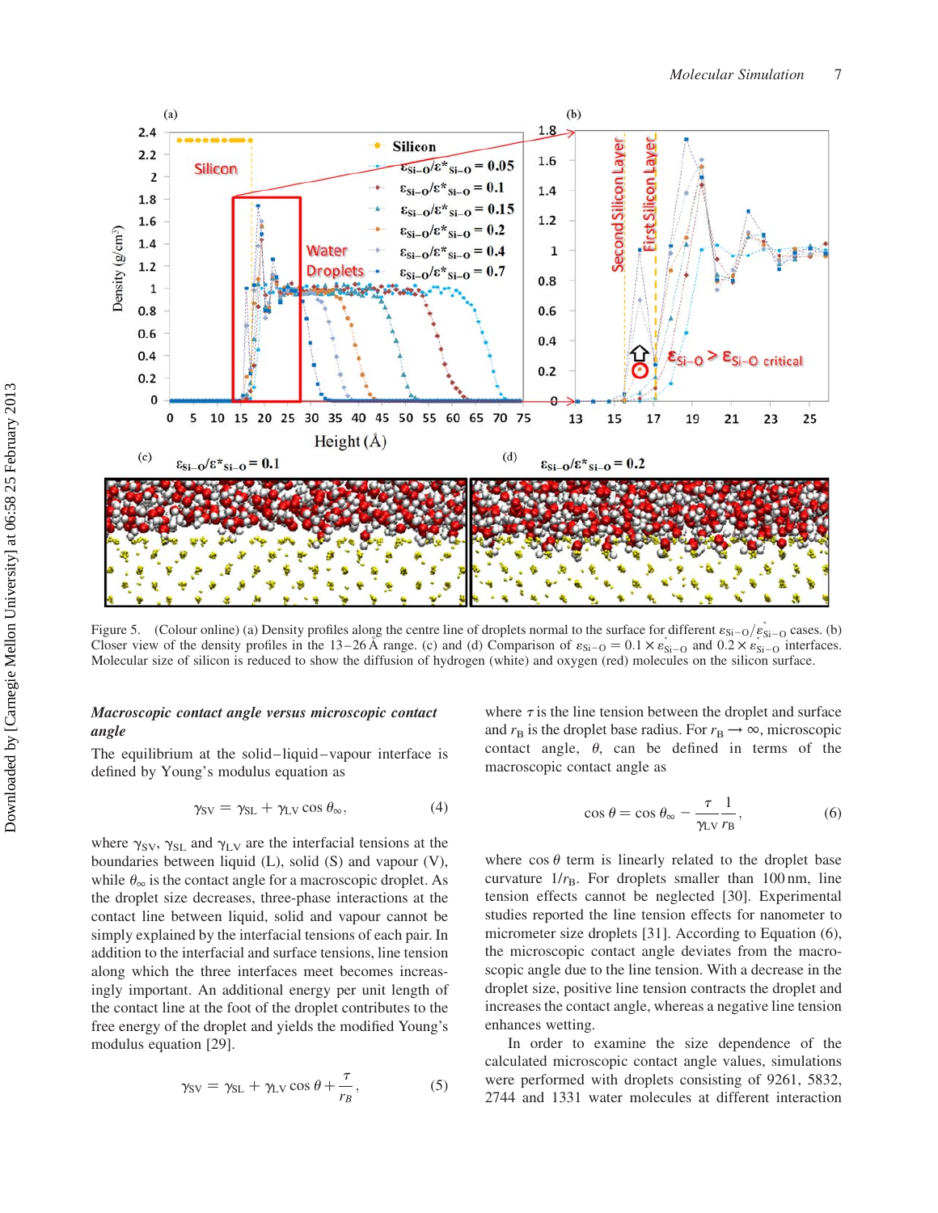Figure 5. (Colour online) (a) Density profiles along the centre line of droplets normal to the surface for different $\varepsilon_{Si-O}/\varepsilon^*_{Si-O}$ cases. (b) Closer view of the density profiles in the 13–26 Å range. (c) and (d) Comparison of $\varepsilon_{Si-O} = 0.1 \times \varepsilon^*_{Si-O}$ and $0.2 \times \varepsilon^*_{Si-O}$ interfaces. Molecular size of silicon is reduced to show the diffusion of hydrogen (white) and oxygen (red) molecules on the silicon surface.

### *Macroscopic contact angle versus microscopic contact angle*

The equilibrium at the solid–liquid–vapour interface is defined by Young's modulus equation as

$$\gamma_{SV} = \gamma_{SL} + \gamma_{LV} \cos \theta_\infty, \tag{4}$$

where $\gamma_{SV}$, $\gamma_{SL}$ and $\gamma_{LV}$ are the interfacial tensions at the boundaries between liquid (L), solid (S) and vapour (V), while $\theta_\infty$ is the contact angle for a macroscopic droplet. As the droplet size decreases, three-phase interactions at the contact line between liquid, solid and vapour cannot be simply explained by the interfacial tensions of each pair. In addition to the interfacial and surface tensions, line tension along which the three interfaces meet becomes increasingly important. An additional energy per unit length of the contact line at the foot of the droplet contributes to the free energy of the droplet and yields the modified Young's modulus equation [29].

$$\gamma_{SV} = \gamma_{SL} + \gamma_{LV} \cos \theta + \frac{\tau}{r_B}, \tag{5}$$

where $\tau$ is the line tension between the droplet and surface and $r_B$ is the droplet base radius. For $r_B \to \infty$, microscopic contact angle, $\theta$, can be defined in terms of the macroscopic contact angle as

$$\cos \theta = \cos \theta_\infty - \frac{\tau}{\gamma_{LV}} \frac{1}{r_B}, \tag{6}$$

where $\cos \theta$ term is linearly related to the droplet base curvature $1/r_B$. For droplets smaller than 100 nm, line tension effects cannot be neglected [30]. Experimental studies reported the line tension effects for nanometer to micrometer size droplets [31]. According to Equation (6), the microscopic contact angle deviates from the macroscopic angle due to the line tension. With a decrease in the droplet size, positive line tension contracts the droplet and increases the contact angle, whereas a negative line tension enhances wetting.

In order to examine the size dependence of the calculated microscopic contact angle values, simulations were performed with droplets consisting of 9261, 5832, 2744 and 1331 water molecules at different interaction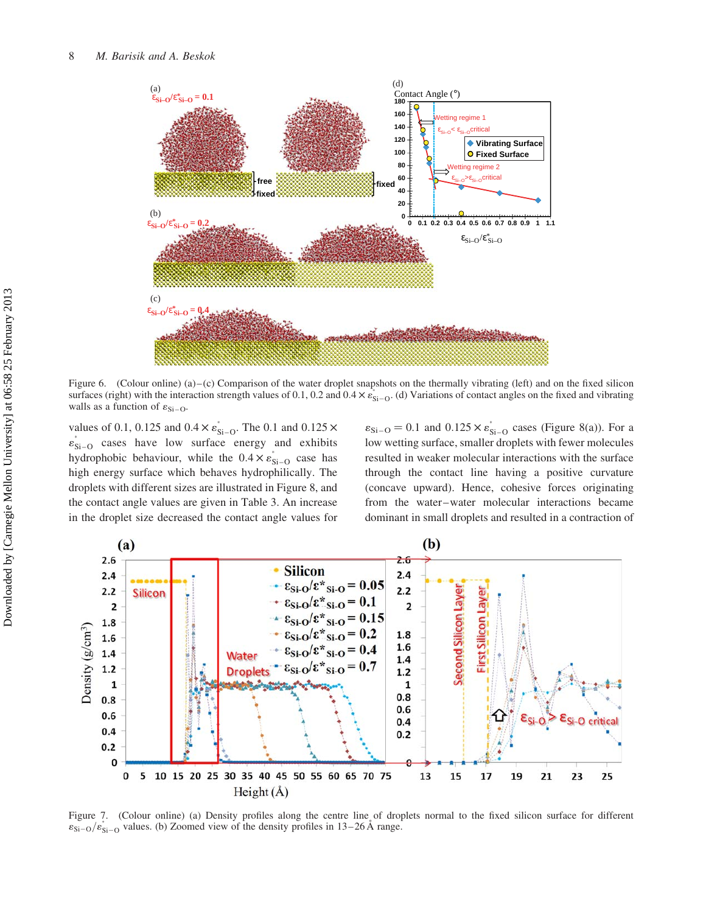Figure 6. (Colour online) (a)–(c) Comparison of the water droplet snapshots on the thermally vibrating (left) and on the fixed silicon surfaces (right) with the interaction strength values of 0.1, 0.2 and 0.4 $\times\, \varepsilon^{*}_{\mathrm{Si-O}}$. (d) Variations of contact angles on the fixed and vibrating walls as a function of $\varepsilon_{\mathrm{Si-O}}$.

values of 0.1, 0.125 and 0.4 $\times\, \varepsilon^{*}_{\mathrm{Si-O}}$. The 0.1 and 0.125 $\times\, \varepsilon^{*}_{\mathrm{Si-O}}$ cases have low surface energy and exhibits hydrophobic behaviour, while the 0.4 $\times\, \varepsilon^{*}_{\mathrm{Si-O}}$ case has high energy surface which behaves hydrophilically. The droplets with different sizes are illustrated in Figure 8, and the contact angle values are given in Table 3. An increase in the droplet size decreased the contact angle values for $\varepsilon_{\mathrm{Si-O}} = 0.1$ and 0.125 $\times\, \varepsilon^{*}_{\mathrm{Si-O}}$ cases (Figure 8(a)). For a low wetting surface, smaller droplets with fewer molecules resulted in weaker molecular interactions with the surface through the contact line having a positive curvature (concave upward). Hence, cohesive forces originating from the water–water molecular interactions became dominant in small droplets and resulted in a contraction of

Figure 7. (Colour online) (a) Density profiles along the centre line of droplets normal to the fixed silicon surface for different $\varepsilon_{\mathrm{Si-O}}/\varepsilon^{*}_{\mathrm{Si-O}}$ values. (b) Zoomed view of the density profiles in 13–26 Å range.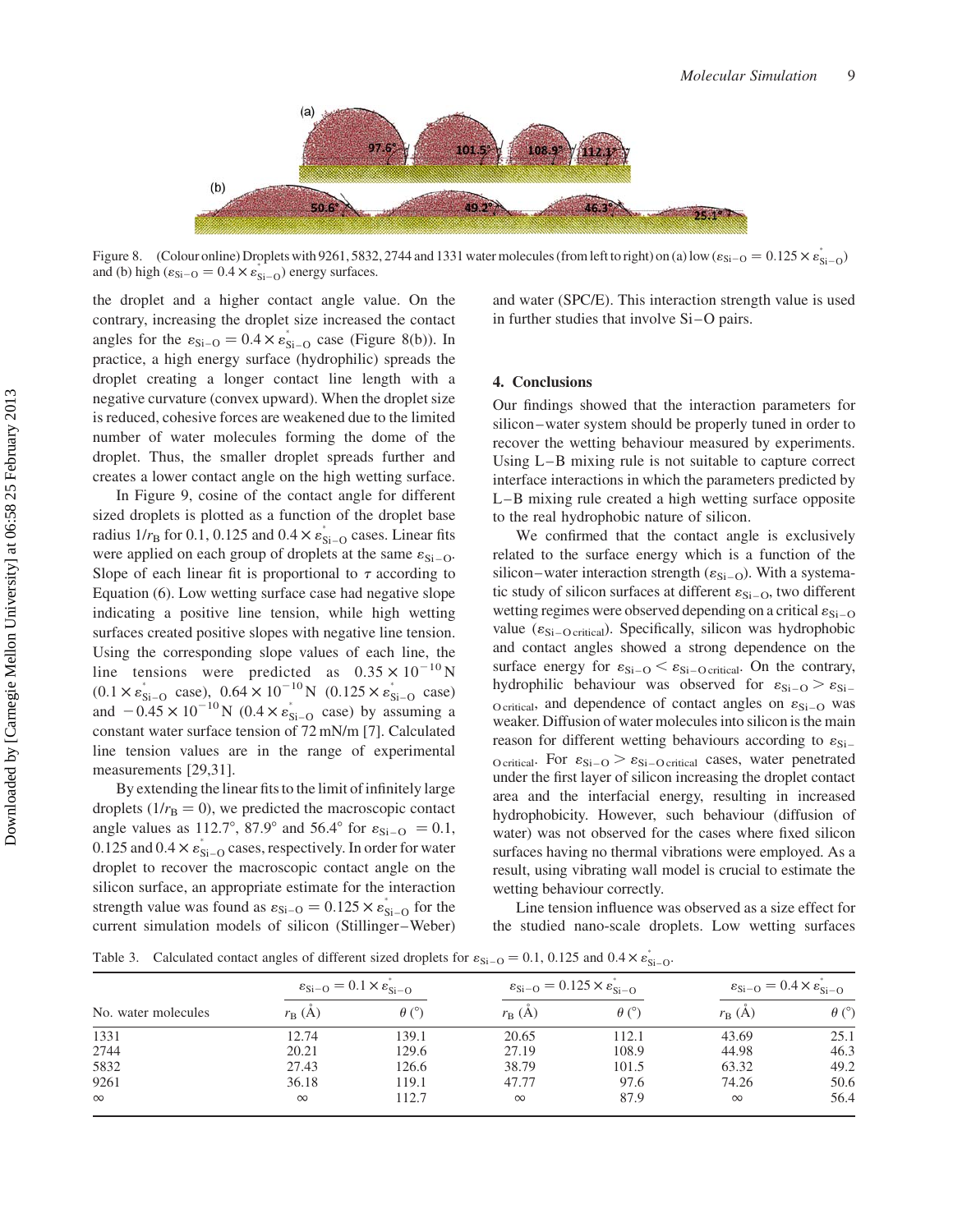Figure 8. (Colour online) Droplets with 9261, 5832, 2744 and 1331 water molecules (from left to right) on (a) low ($\varepsilon_{\text{Si-O}} = 0.125 \times \varepsilon^{*}_{\text{Si-O}}$) and (b) high ($\varepsilon_{\text{Si-O}} = 0.4 \times \varepsilon^{*}_{\text{Si-O}}$) energy surfaces.

the droplet and a higher contact angle value. On the contrary, increasing the droplet size increased the contact angles for the $\varepsilon_{\text{Si-O}} = 0.4 \times \varepsilon^{*}_{\text{Si-O}}$ case (Figure 8(b)). In practice, a high energy surface (hydrophilic) spreads the droplet creating a longer contact line length with a negative curvature (convex upward). When the droplet size is reduced, cohesive forces are weakened due to the limited number of water molecules forming the dome of the droplet. Thus, the smaller droplet spreads further and creates a lower contact angle on the high wetting surface.

In Figure 9, cosine of the contact angle for different sized droplets is plotted as a function of the droplet base radius $1/r_{\text{B}}$ for 0.1, 0.125 and $0.4 \times \varepsilon^{*}_{\text{Si-O}}$ cases. Linear fits were applied on each group of droplets at the same $\varepsilon_{\text{Si-O}}$. Slope of each linear fit is proportional to $\tau$ according to Equation (6). Low wetting surface case had negative slope indicating a positive line tension, while high wetting surfaces created positive slopes with negative line tension. Using the corresponding slope values of each line, the line tensions were predicted as $0.35 \times 10^{-10}$ N ($0.1 \times \varepsilon^{*}_{\text{Si-O}}$ case), $0.64 \times 10^{-10}$ N ($0.125 \times \varepsilon^{*}_{\text{Si-O}}$ case) and $-0.45 \times 10^{-10}$ N ($0.4 \times \varepsilon^{*}_{\text{Si-O}}$ case) by assuming a constant water surface tension of 72 mN/m [7]. Calculated line tension values are in the range of experimental measurements [29,31].

By extending the linear fits to the limit of infinitely large droplets ($1/r_{\text{B}} = 0$), we predicted the macroscopic contact angle values as 112.7°, 87.9° and 56.4° for $\varepsilon_{\text{Si-O}} = 0.1$, 0.125 and $0.4 \times \varepsilon^{*}_{\text{Si-O}}$ cases, respectively. In order for water droplet to recover the macroscopic contact angle on the silicon surface, an appropriate estimate for the interaction strength value was found as $\varepsilon_{\text{Si-O}} = 0.125 \times \varepsilon^{*}_{\text{Si-O}}$ for the current simulation models of silicon (Stillinger–Weber) and water (SPC/E). This interaction strength value is used in further studies that involve Si–O pairs.

## 4. Conclusions

Our findings showed that the interaction parameters for silicon–water system should be properly tuned in order to recover the wetting behaviour measured by experiments. Using L–B mixing rule is not suitable to capture correct interface interactions in which the parameters predicted by L–B mixing rule created a high wetting surface opposite to the real hydrophobic nature of silicon.

We confirmed that the contact angle is exclusively related to the surface energy which is a function of the silicon–water interaction strength ($\varepsilon_{\text{Si-O}}$). With a systematic study of silicon surfaces at different $\varepsilon_{\text{Si-O}}$, two different wetting regimes were observed depending on a critical $\varepsilon_{\text{Si-O}}$ value ($\varepsilon_{\text{Si-O critical}}$). Specifically, silicon was hydrophobic and contact angles showed a strong dependence on the surface energy for $\varepsilon_{\text{Si-O}} < \varepsilon_{\text{Si-O critical}}$. On the contrary, hydrophilic behaviour was observed for $\varepsilon_{\text{Si-O}} > \varepsilon_{\text{Si-O critical}}$, and dependence of contact angles on $\varepsilon_{\text{Si-O}}$ was weaker. Diffusion of water molecules into silicon is the main reason for different wetting behaviours according to $\varepsilon_{\text{Si-O critical}}$. For $\varepsilon_{\text{Si-O}} > \varepsilon_{\text{Si-O critical}}$ cases, water penetrated under the first layer of silicon increasing the droplet contact area and the interfacial energy, resulting in increased hydrophobicity. However, such behaviour (diffusion of water) was not observed for the cases where fixed silicon surfaces having no thermal vibrations were employed. As a result, using vibrating wall model is crucial to estimate the wetting behaviour correctly.

Line tension influence was observed as a size effect for the studied nano-scale droplets. Low wetting surfaces

Table 3. Calculated contact angles of different sized droplets for $\varepsilon_{\text{Si-O}} = 0.1$, 0.125 and $0.4 \times \varepsilon^{*}_{\text{Si-O}}$.

| | $\varepsilon_{\text{Si-O}} = 0.1 \times \varepsilon^{*}_{\text{Si-O}}$ | | $\varepsilon_{\text{Si-O}} = 0.125 \times \varepsilon^{*}_{\text{Si-O}}$ | | $\varepsilon_{\text{Si-O}} = 0.4 \times \varepsilon^{*}_{\text{Si-O}}$ | |
|---|---|---|---|---|---|---|
| No. water molecules | $r_{\text{B}}$ (Å) | $\theta$ (°) | $r_{\text{B}}$ (Å) | $\theta$ (°) | $r_{\text{B}}$ (Å) | $\theta$ (°) |
| 1331 | 12.74 | 139.1 | 20.65 | 112.1 | 43.69 | 25.1 |
| 2744 | 20.21 | 129.6 | 27.19 | 108.9 | 44.98 | 46.3 |
| 5832 | 27.43 | 126.6 | 38.79 | 101.5 | 63.32 | 49.2 |
| 9261 | 36.18 | 119.1 | 47.77 | 97.6 | 74.26 | 50.6 |
| $\infty$ | $\infty$ | 112.7 | $\infty$ | 87.9 | $\infty$ | 56.4 |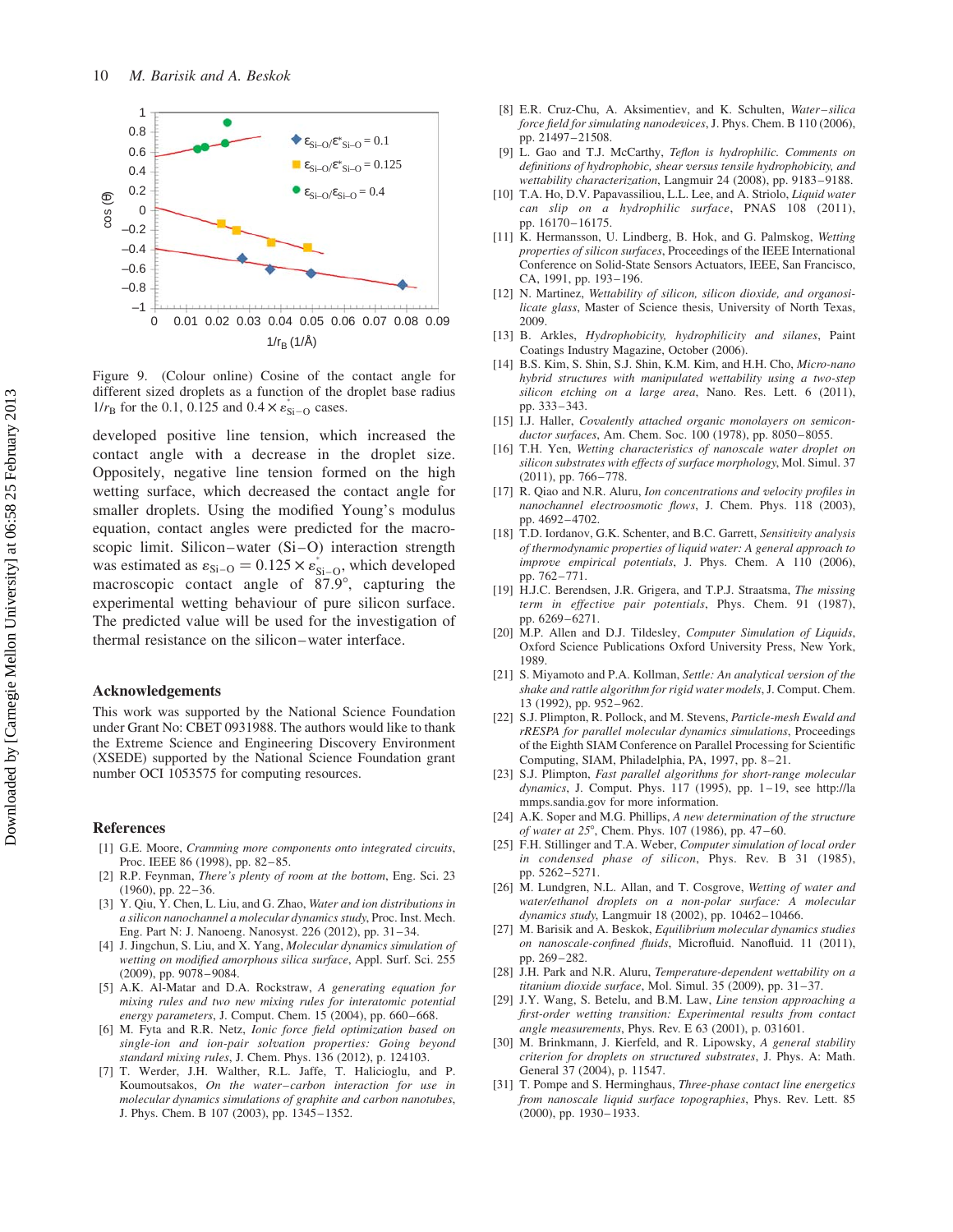1
0.8
0.6
0.4
0.2
0
−0.2
−0.4
−0.6
−0.8
−1

cos (θ)

0 0.01 0.02 0.03 0.04 0.05 0.06 0.07 0.08 0.09

$1/r_B$ (1/Å)

$\varepsilon_{Si-O}/\varepsilon^*_{Si-O} = 0.1$

$\varepsilon_{Si-O}/\varepsilon^*_{Si-O} = 0.125$

$\varepsilon_{Si-O}/\varepsilon_{Si-O} = 0.4$

Figure 9. (Colour online) Cosine of the contact angle for different sized droplets as a function of the droplet base radius $1/r_B$ for the 0.1, 0.125 and $0.4 \times \varepsilon^*_{Si-O}$ cases.

developed positive line tension, which increased the contact angle with a decrease in the droplet size. Oppositely, negative line tension formed on the high wetting surface, which decreased the contact angle for smaller droplets. Using the modified Young's modulus equation, contact angles were predicted for the macroscopic limit. Silicon–water (Si–O) interaction strength was estimated as $\varepsilon_{Si-O} = 0.125 \times \varepsilon^*_{Si-O}$, which developed macroscopic contact angle of 87.9°, capturing the experimental wetting behaviour of pure silicon surface. The predicted value will be used for the investigation of thermal resistance on the silicon–water interface.

## Acknowledgements

This work was supported by the National Science Foundation under Grant No: CBET 0931988. The authors would like to thank the Extreme Science and Engineering Discovery Environment (XSEDE) supported by the National Science Foundation grant number OCI 1053575 for computing resources.

## References

[1] G.E. Moore, *Cramming more components onto integrated circuits*, Proc. IEEE 86 (1998), pp. 82–85.

[2] R.P. Feynman, *There's plenty of room at the bottom*, Eng. Sci. 23 (1960), pp. 22–36.

[3] Y. Qiu, Y. Chen, L. Liu, and G. Zhao, *Water and ion distributions in a silicon nanochannel a molecular dynamics study*, Proc. Inst. Mech. Eng. Part N: J. Nanoeng. Nanosyst. 226 (2012), pp. 31–34.

[4] J. Jingchun, S. Liu, and X. Yang, *Molecular dynamics simulation of wetting on modified amorphous silica surface*, Appl. Surf. Sci. 255 (2009), pp. 9078–9084.

[5] A.K. Al-Matar and D.A. Rockstraw, *A generating equation for mixing rules and two new mixing rules for interatomic potential energy parameters*, J. Comput. Chem. 15 (2004), pp. 660–668.

[6] M. Fyta and R.R. Netz, *Ionic force field optimization based on single-ion and ion-pair solvation properties: Going beyond standard mixing rules*, J. Chem. Phys. 136 (2012), p. 124103.

[7] T. Werder, J.H. Walther, R.L. Jaffe, T. Halicioglu, and P. Koumoutsakos, *On the water–carbon interaction for use in molecular dynamics simulations of graphite and carbon nanotubes*, J. Phys. Chem. B 107 (2003), pp. 1345–1352.

[8] E.R. Cruz-Chu, A. Aksimentiev, and K. Schulten, *Water–silica force field for simulating nanodevices*, J. Phys. Chem. B 110 (2006), pp. 21497–21508.

[9] L. Gao and T.J. McCarthy, *Teflon is hydrophilic. Comments on definitions of hydrophobic, shear versus tensile hydrophobicity, and wettability characterization*, Langmuir 24 (2008), pp. 9183–9188.

[10] T.A. Ho, D.V. Papavassiliou, L.L. Lee, and A. Striolo, *Liquid water can slip on a hydrophilic surface*, PNAS 108 (2011), pp. 16170–16175.

[11] K. Hermansson, U. Lindberg, B. Hok, and G. Palmskog, *Wetting properties of silicon surfaces*, Proceedings of the IEEE International Conference on Solid-State Sensors Actuators, IEEE, San Francisco, CA, 1991, pp. 193–196.

[12] N. Martinez, *Wettability of silicon, silicon dioxide, and organosilicate glass*, Master of Science thesis, University of North Texas, 2009.

[13] B. Arkles, *Hydrophobicity, hydrophilicity and silanes*, Paint Coatings Industry Magazine, October (2006).

[14] B.S. Kim, S. Shin, S.J. Shin, K.M. Kim, and H.H. Cho, *Micro-nano hybrid structures with manipulated wettability using a two-step silicon etching on a large area*, Nano. Res. Lett. 6 (2011), pp. 333–343.

[15] I.J. Haller, *Covalently attached organic monolayers on semiconductor surfaces*, Am. Chem. Soc. 100 (1978), pp. 8050–8055.

[16] T.H. Yen, *Wetting characteristics of nanoscale water droplet on silicon substrates with effects of surface morphology*, Mol. Simul. 37 (2011), pp. 766–778.

[17] R. Qiao and N.R. Aluru, *Ion concentrations and velocity profiles in nanochannel electroosmotic flows*, J. Chem. Phys. 118 (2003), pp. 4692–4702.

[18] T.D. Iordanov, G.K. Schenter, and B.C. Garrett, *Sensitivity analysis of thermodynamic properties of liquid water: A general approach to improve empirical potentials*, J. Phys. Chem. A 110 (2006), pp. 762–771.

[19] H.J.C. Berendsen, J.R. Grigera, and T.P.J. Straatsma, *The missing term in effective pair potentials*, Phys. Chem. 91 (1987), pp. 6269–6271.

[20] M.P. Allen and D.J. Tildesley, *Computer Simulation of Liquids*, Oxford Science Publications Oxford University Press, New York, 1989.

[21] S. Miyamoto and P.A. Kollman, *Settle: An analytical version of the shake and rattle algorithm for rigid water models*, J. Comput. Chem. 13 (1992), pp. 952–962.

[22] S.J. Plimpton, R. Pollock, and M. Stevens, *Particle-mesh Ewald and rRESPA for parallel molecular dynamics simulations*, Proceedings of the Eighth SIAM Conference on Parallel Processing for Scientific Computing, SIAM, Philadelphia, PA, 1997, pp. 8–21.

[23] S.J. Plimpton, *Fast parallel algorithms for short-range molecular dynamics*, J. Comput. Phys. 117 (1995), pp. 1–19, see http://lammps.sandia.gov for more information.

[24] A.K. Soper and M.G. Phillips, *A new determination of the structure of water at 25°*, Chem. Phys. 107 (1986), pp. 47–60.

[25] F.H. Stillinger and T.A. Weber, *Computer simulation of local order in condensed phase of silicon*, Phys. Rev. B 31 (1985), pp. 5262–5271.

[26] M. Lundgren, N.L. Allan, and T. Cosgrove, *Wetting of water and water/ethanol droplets on a non-polar surface: A molecular dynamics study*, Langmuir 18 (2002), pp. 10462–10466.

[27] M. Barisik and A. Beskok, *Equilibrium molecular dynamics studies on nanoscale-confined fluids*, Microfluid. Nanofluid. 11 (2011), pp. 269–282.

[28] J.H. Park and N.R. Aluru, *Temperature-dependent wettability on a titanium dioxide surface*, Mol. Simul. 35 (2009), pp. 31–37.

[29] J.Y. Wang, S. Betelu, and B.M. Law, *Line tension approaching a first-order wetting transition: Experimental results from contact angle measurements*, Phys. Rev. E 63 (2001), p. 031601.

[30] M. Brinkmann, J. Kierfeld, and R. Lipowsky, *A general stability criterion for droplets on structured substrates*, J. Phys. A: Math. General 37 (2004), p. 11547.

[31] T. Pompe and S. Herminghaus, *Three-phase contact line energetics from nanoscale liquid surface topographies*, Phys. Rev. Lett. 85 (2000), pp. 1930–1933.